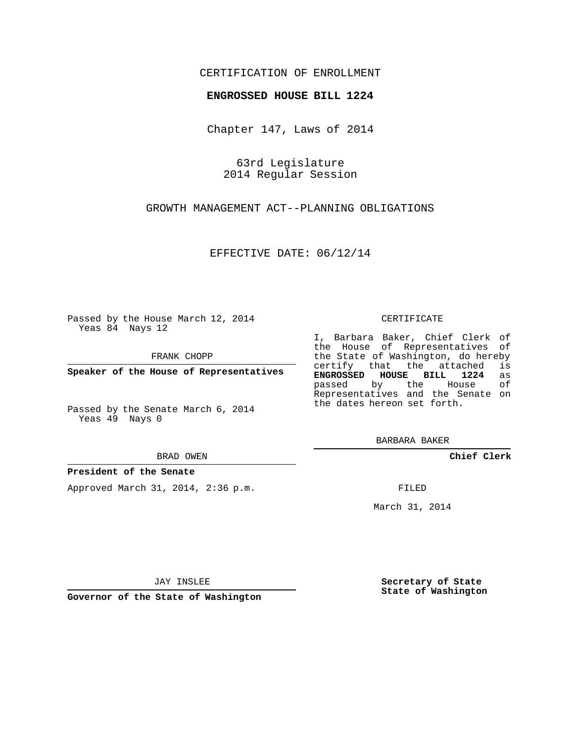CERTIFICATION OF ENROLLMENT

**ENGROSSED HOUSE BILL 1224**

Chapter 147, Laws of 2014

63rd Legislature
2014 Regular Session

GROWTH MANAGEMENT ACT--PLANNING OBLIGATIONS

EFFECTIVE DATE: 06/12/14

Passed by the House March 12, 2014
Yeas 84 Nays 12

FRANK CHOPP

**Speaker of the House of Representatives**

Passed by the Senate March 6, 2014
Yeas 49 Nays 0

BRAD OWEN

**President of the Senate**

Approved March 31, 2014, 2:36 p.m.

JAY INSLEE

**Governor of the State of Washington**

CERTIFICATE

I, Barbara Baker, Chief Clerk of the House of Representatives of the State of Washington, do hereby certify that the attached is **ENGROSSED HOUSE BILL 1224** as passed by the House of Representatives and the Senate on the dates hereon set forth.

BARBARA BAKER

**Chief Clerk**

FILED

March 31, 2014

**Secretary of State**
**State of Washington**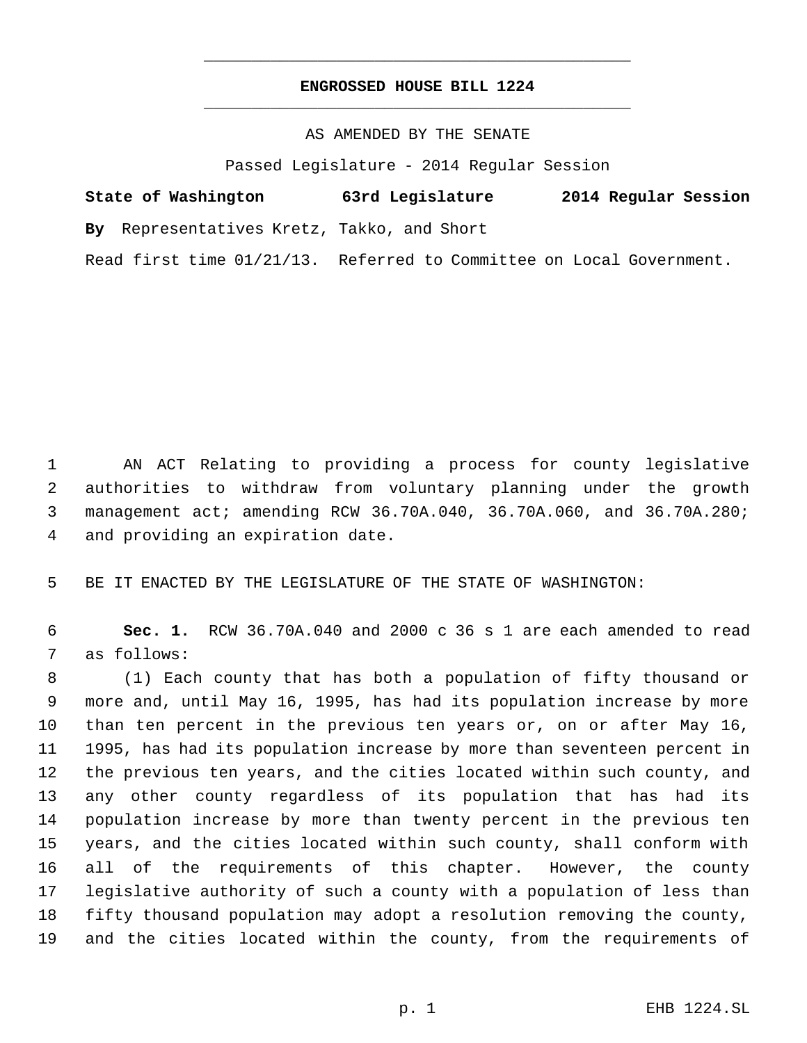# ENGROSSED HOUSE BILL 1224

AS AMENDED BY THE SENATE

Passed Legislature - 2014 Regular Session

**State of Washington 63rd Legislature 2014 Regular Session**

**By** Representatives Kretz, Takko, and Short

Read first time 01/21/13. Referred to Committee on Local Government.

AN ACT Relating to providing a process for county legislative authorities to withdraw from voluntary planning under the growth management act; amending RCW 36.70A.040, 36.70A.060, and 36.70A.280; and providing an expiration date.

BE IT ENACTED BY THE LEGISLATURE OF THE STATE OF WASHINGTON:

**Sec. 1.** RCW 36.70A.040 and 2000 c 36 s 1 are each amended to read as follows:

(1) Each county that has both a population of fifty thousand or more and, until May 16, 1995, has had its population increase by more than ten percent in the previous ten years or, on or after May 16, 1995, has had its population increase by more than seventeen percent in the previous ten years, and the cities located within such county, and any other county regardless of its population that has had its population increase by more than twenty percent in the previous ten years, and the cities located within such county, shall conform with all of the requirements of this chapter. However, the county legislative authority of such a county with a population of less than fifty thousand population may adopt a resolution removing the county, and the cities located within the county, from the requirements of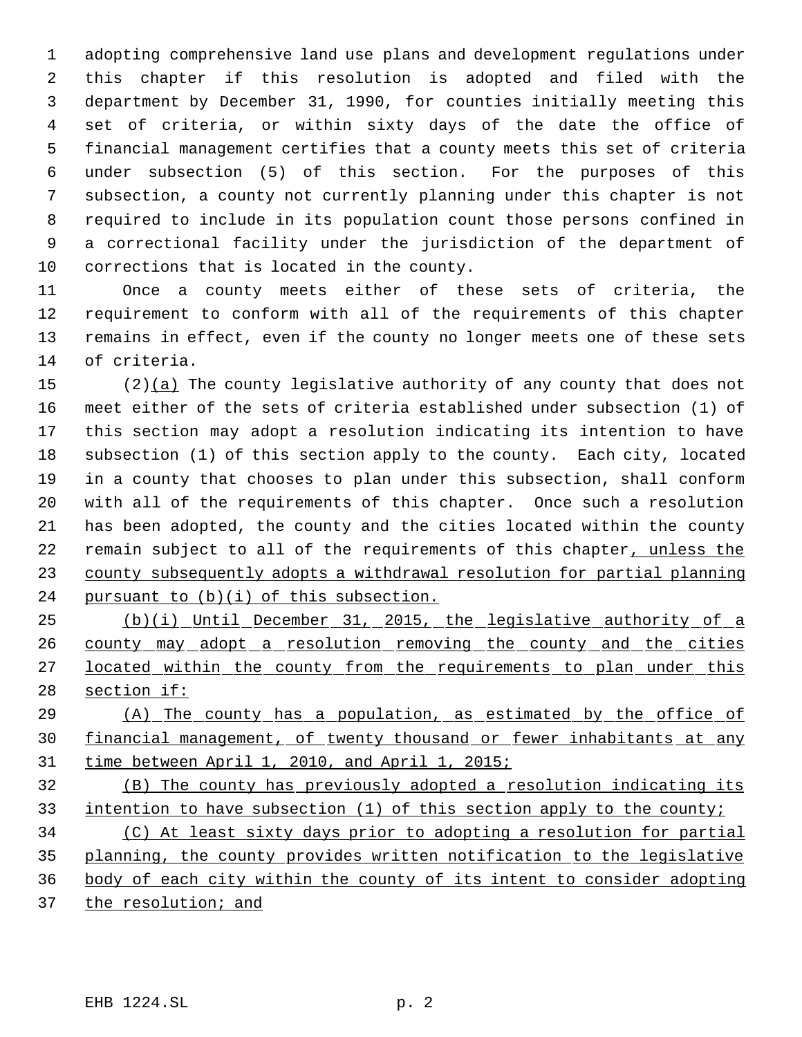adopting comprehensive land use plans and development regulations under this chapter if this resolution is adopted and filed with the department by December 31, 1990, for counties initially meeting this set of criteria, or within sixty days of the date the office of financial management certifies that a county meets this set of criteria under subsection (5) of this section. For the purposes of this subsection, a county not currently planning under this chapter is not required to include in its population count those persons confined in a correctional facility under the jurisdiction of the department of corrections that is located in the county.

Once a county meets either of these sets of criteria, the requirement to conform with all of the requirements of this chapter remains in effect, even if the county no longer meets one of these sets of criteria.

(2)(a) The county legislative authority of any county that does not meet either of the sets of criteria established under subsection (1) of this section may adopt a resolution indicating its intention to have subsection (1) of this section apply to the county. Each city, located in a county that chooses to plan under this subsection, shall conform with all of the requirements of this chapter. Once such a resolution has been adopted, the county and the cities located within the county remain subject to all of the requirements of this chapter, unless the county subsequently adopts a withdrawal resolution for partial planning pursuant to (b)(i) of this subsection.

(b)(i) Until December 31, 2015, the legislative authority of a county may adopt a resolution removing the county and the cities located within the county from the requirements to plan under this section if:

(A) The county has a population, as estimated by the office of financial management, of twenty thousand or fewer inhabitants at any time between April 1, 2010, and April 1, 2015;

(B) The county has previously adopted a resolution indicating its intention to have subsection (1) of this section apply to the county;

(C) At least sixty days prior to adopting a resolution for partial planning, the county provides written notification to the legislative body of each city within the county of its intent to consider adopting the resolution; and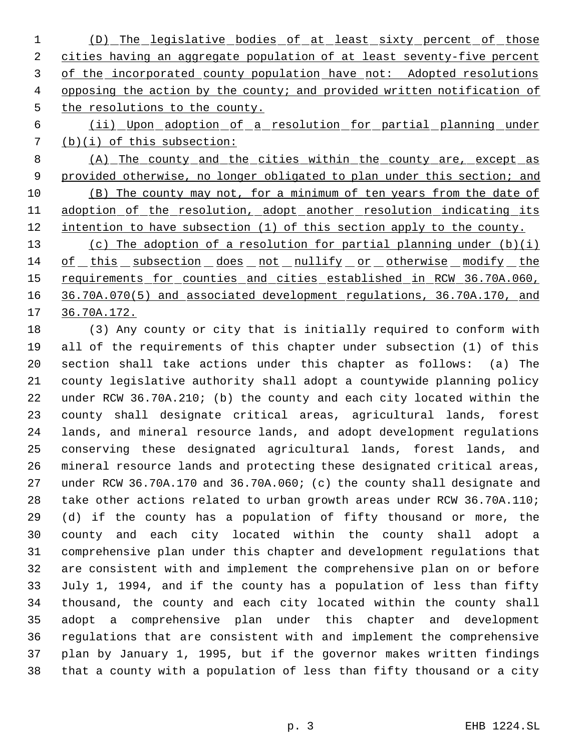(D) The legislative bodies of at least sixty percent of those cities having an aggregate population of at least seventy-five percent of the incorporated county population have not: Adopted resolutions opposing the action by the county; and provided written notification of the resolutions to the county.

(ii) Upon adoption of a resolution for partial planning under (b)(i) of this subsection:

(A) The county and the cities within the county are, except as provided otherwise, no longer obligated to plan under this section; and

(B) The county may not, for a minimum of ten years from the date of adoption of the resolution, adopt another resolution indicating its intention to have subsection (1) of this section apply to the county.

(c) The adoption of a resolution for partial planning under (b)(i) of this subsection does not nullify or otherwise modify the requirements for counties and cities established in RCW 36.70A.060, 36.70A.070(5) and associated development regulations, 36.70A.170, and 36.70A.172.

(3) Any county or city that is initially required to conform with all of the requirements of this chapter under subsection (1) of this section shall take actions under this chapter as follows: (a) The county legislative authority shall adopt a countywide planning policy under RCW 36.70A.210; (b) the county and each city located within the county shall designate critical areas, agricultural lands, forest lands, and mineral resource lands, and adopt development regulations conserving these designated agricultural lands, forest lands, and mineral resource lands and protecting these designated critical areas, under RCW 36.70A.170 and 36.70A.060; (c) the county shall designate and take other actions related to urban growth areas under RCW 36.70A.110; (d) if the county has a population of fifty thousand or more, the county and each city located within the county shall adopt a comprehensive plan under this chapter and development regulations that are consistent with and implement the comprehensive plan on or before July 1, 1994, and if the county has a population of less than fifty thousand, the county and each city located within the county shall adopt a comprehensive plan under this chapter and development regulations that are consistent with and implement the comprehensive plan by January 1, 1995, but if the governor makes written findings that a county with a population of less than fifty thousand or a city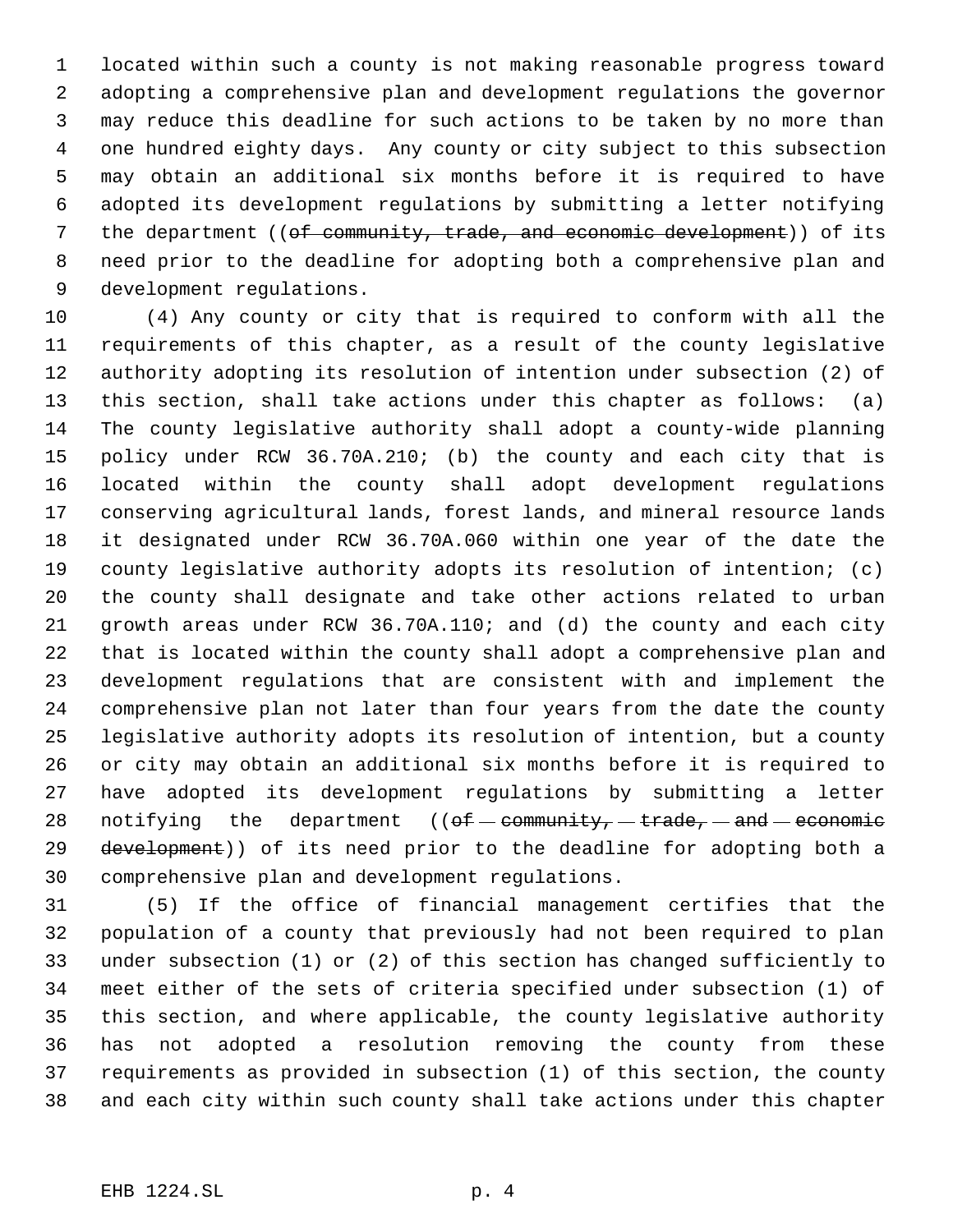located within such a county is not making reasonable progress toward adopting a comprehensive plan and development regulations the governor may reduce this deadline for such actions to be taken by no more than one hundred eighty days. Any county or city subject to this subsection may obtain an additional six months before it is required to have adopted its development regulations by submitting a letter notifying the department ((~~of community, trade, and economic development~~)) of its need prior to the deadline for adopting both a comprehensive plan and development regulations.

(4) Any county or city that is required to conform with all the requirements of this chapter, as a result of the county legislative authority adopting its resolution of intention under subsection (2) of this section, shall take actions under this chapter as follows: (a) The county legislative authority shall adopt a county-wide planning policy under RCW 36.70A.210; (b) the county and each city that is located within the county shall adopt development regulations conserving agricultural lands, forest lands, and mineral resource lands it designated under RCW 36.70A.060 within one year of the date the county legislative authority adopts its resolution of intention; (c) the county shall designate and take other actions related to urban growth areas under RCW 36.70A.110; and (d) the county and each city that is located within the county shall adopt a comprehensive plan and development regulations that are consistent with and implement the comprehensive plan not later than four years from the date the county legislative authority adopts its resolution of intention, but a county or city may obtain an additional six months before it is required to have adopted its development regulations by submitting a letter notifying the department ((~~of community, trade, and economic development~~)) of its need prior to the deadline for adopting both a comprehensive plan and development regulations.

(5) If the office of financial management certifies that the population of a county that previously had not been required to plan under subsection (1) or (2) of this section has changed sufficiently to meet either of the sets of criteria specified under subsection (1) of this section, and where applicable, the county legislative authority has not adopted a resolution removing the county from these requirements as provided in subsection (1) of this section, the county and each city within such county shall take actions under this chapter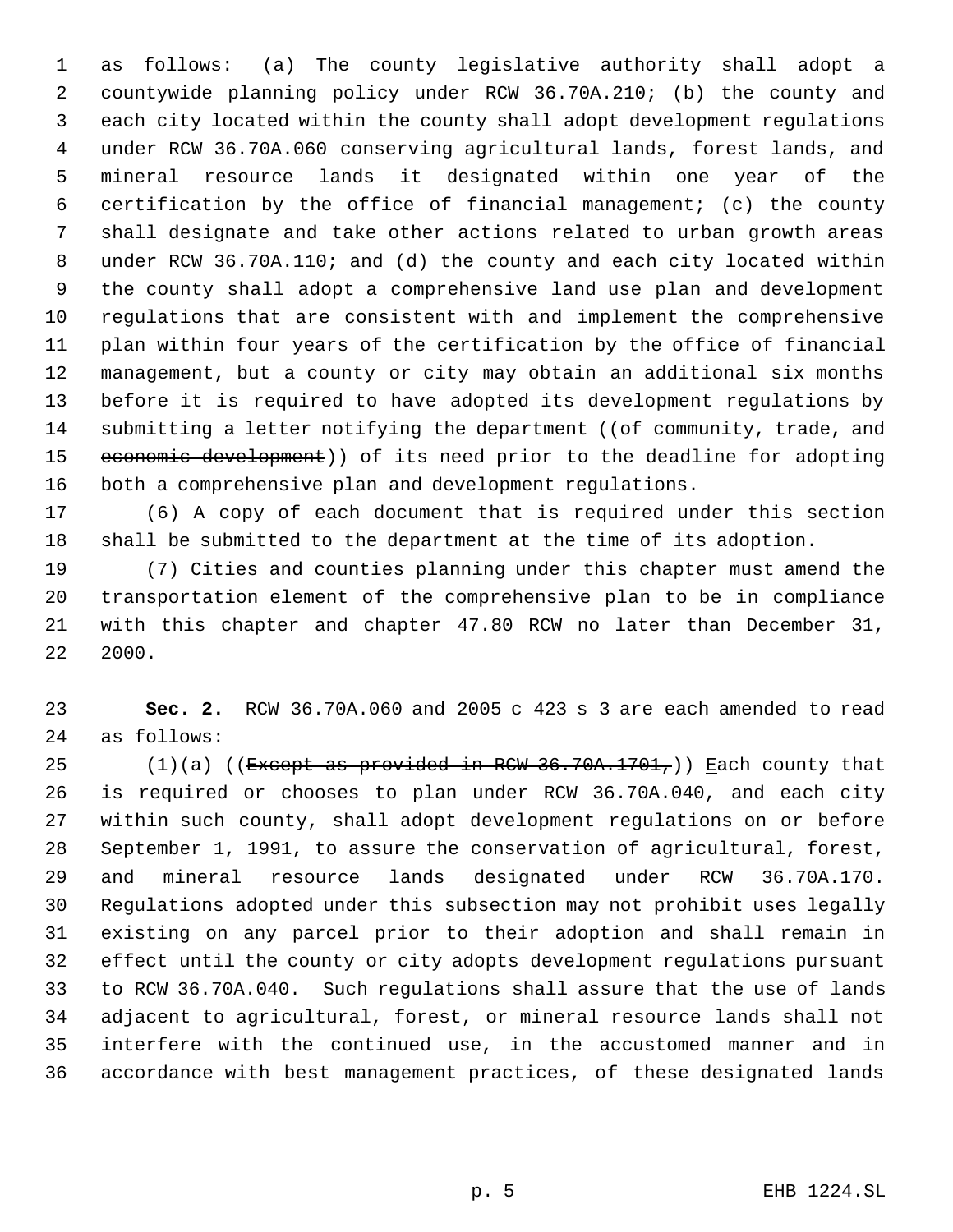as follows: (a) The county legislative authority shall adopt a countywide planning policy under RCW 36.70A.210; (b) the county and each city located within the county shall adopt development regulations under RCW 36.70A.060 conserving agricultural lands, forest lands, and mineral resource lands it designated within one year of the certification by the office of financial management; (c) the county shall designate and take other actions related to urban growth areas under RCW 36.70A.110; and (d) the county and each city located within the county shall adopt a comprehensive land use plan and development regulations that are consistent with and implement the comprehensive plan within four years of the certification by the office of financial management, but a county or city may obtain an additional six months before it is required to have adopted its development regulations by submitting a letter notifying the department ((~~of community, trade, and economic development~~)) of its need prior to the deadline for adopting both a comprehensive plan and development regulations.

(6) A copy of each document that is required under this section shall be submitted to the department at the time of its adoption.

(7) Cities and counties planning under this chapter must amend the transportation element of the comprehensive plan to be in compliance with this chapter and chapter 47.80 RCW no later than December 31, 2000.

**Sec. 2.** RCW 36.70A.060 and 2005 c 423 s 3 are each amended to read as follows:

(1)(a) ((~~Except as provided in RCW 36.70A.1701,~~)) Each county that is required or chooses to plan under RCW 36.70A.040, and each city within such county, shall adopt development regulations on or before September 1, 1991, to assure the conservation of agricultural, forest, and mineral resource lands designated under RCW 36.70A.170. Regulations adopted under this subsection may not prohibit uses legally existing on any parcel prior to their adoption and shall remain in effect until the county or city adopts development regulations pursuant to RCW 36.70A.040. Such regulations shall assure that the use of lands adjacent to agricultural, forest, or mineral resource lands shall not interfere with the continued use, in the accustomed manner and in accordance with best management practices, of these designated lands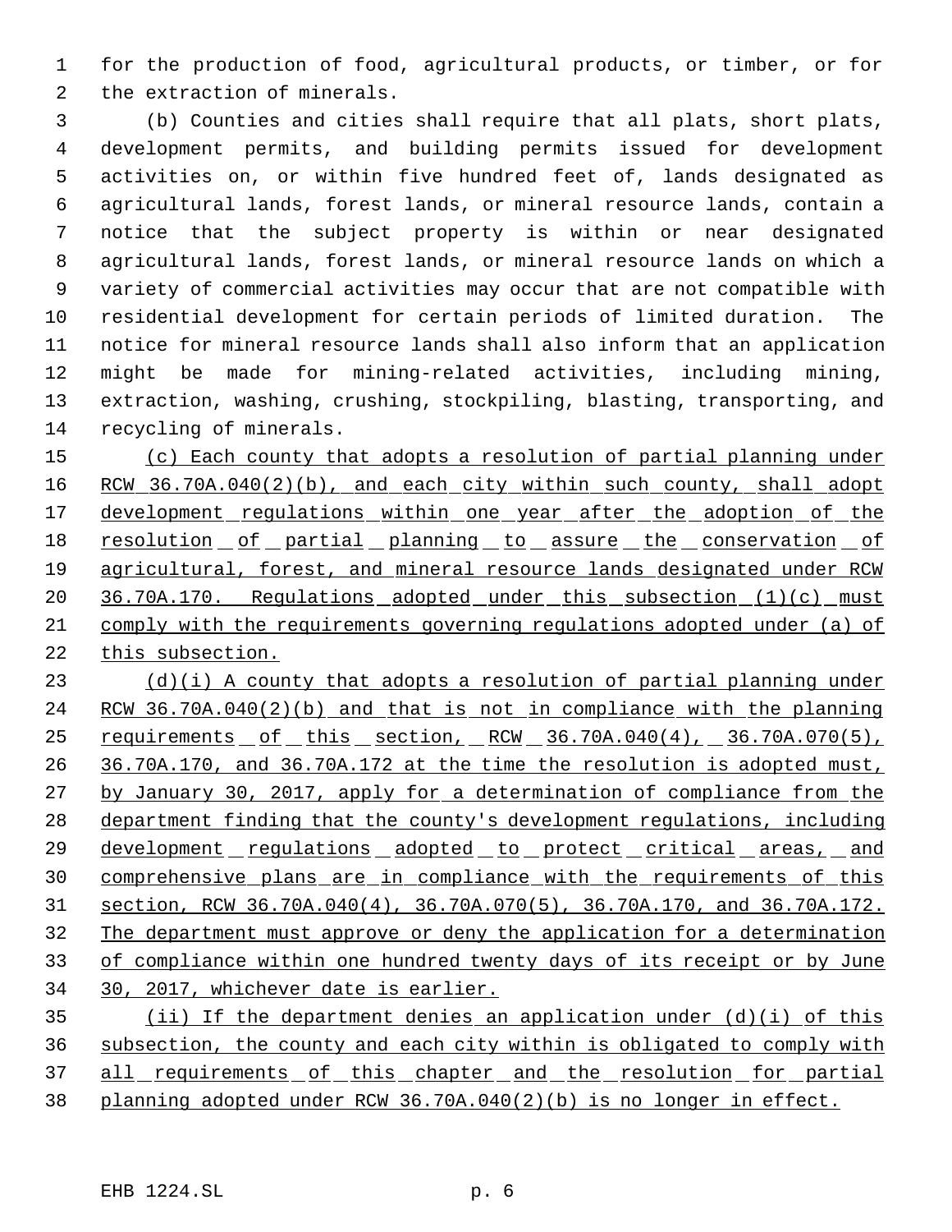for the production of food, agricultural products, or timber, or for the extraction of minerals.

(b) Counties and cities shall require that all plats, short plats, development permits, and building permits issued for development activities on, or within five hundred feet of, lands designated as agricultural lands, forest lands, or mineral resource lands, contain a notice that the subject property is within or near designated agricultural lands, forest lands, or mineral resource lands on which a variety of commercial activities may occur that are not compatible with residential development for certain periods of limited duration. The notice for mineral resource lands shall also inform that an application might be made for mining-related activities, including mining, extraction, washing, crushing, stockpiling, blasting, transporting, and recycling of minerals.

(c) Each county that adopts a resolution of partial planning under RCW 36.70A.040(2)(b), and each city within such county, shall adopt development regulations within one year after the adoption of the resolution of partial planning to assure the conservation of agricultural, forest, and mineral resource lands designated under RCW 36.70A.170. Regulations adopted under this subsection (1)(c) must comply with the requirements governing regulations adopted under (a) of this subsection.

(d)(i) A county that adopts a resolution of partial planning under RCW 36.70A.040(2)(b) and that is not in compliance with the planning requirements of this section, RCW 36.70A.040(4), 36.70A.070(5), 36.70A.170, and 36.70A.172 at the time the resolution is adopted must, by January 30, 2017, apply for a determination of compliance from the department finding that the county's development regulations, including development regulations adopted to protect critical areas, and comprehensive plans are in compliance with the requirements of this section, RCW 36.70A.040(4), 36.70A.070(5), 36.70A.170, and 36.70A.172. The department must approve or deny the application for a determination of compliance within one hundred twenty days of its receipt or by June 30, 2017, whichever date is earlier.

(ii) If the department denies an application under (d)(i) of this subsection, the county and each city within is obligated to comply with all requirements of this chapter and the resolution for partial planning adopted under RCW 36.70A.040(2)(b) is no longer in effect.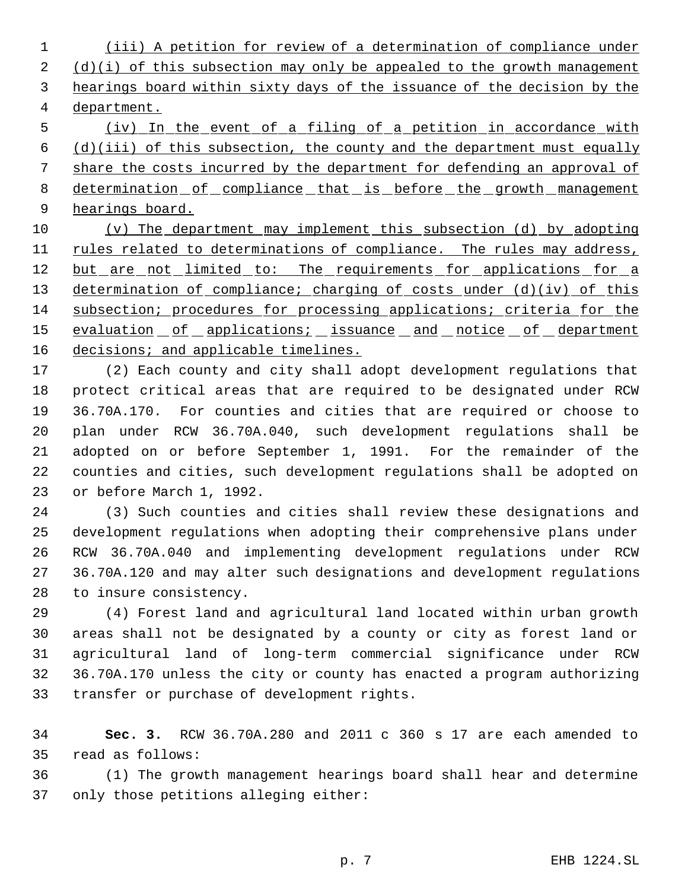(iii) A petition for review of a determination of compliance under (d)(i) of this subsection may only be appealed to the growth management hearings board within sixty days of the issuance of the decision by the department.

(iv) In the event of a filing of a petition in accordance with (d)(iii) of this subsection, the county and the department must equally share the costs incurred by the department for defending an approval of determination of compliance that is before the growth management hearings board.

(v) The department may implement this subsection (d) by adopting rules related to determinations of compliance. The rules may address, but are not limited to: The requirements for applications for a determination of compliance; charging of costs under (d)(iv) of this subsection; procedures for processing applications; criteria for the evaluation of applications; issuance and notice of department decisions; and applicable timelines.

(2) Each county and city shall adopt development regulations that protect critical areas that are required to be designated under RCW 36.70A.170. For counties and cities that are required or choose to plan under RCW 36.70A.040, such development regulations shall be adopted on or before September 1, 1991. For the remainder of the counties and cities, such development regulations shall be adopted on or before March 1, 1992.

(3) Such counties and cities shall review these designations and development regulations when adopting their comprehensive plans under RCW 36.70A.040 and implementing development regulations under RCW 36.70A.120 and may alter such designations and development regulations to insure consistency.

(4) Forest land and agricultural land located within urban growth areas shall not be designated by a county or city as forest land or agricultural land of long-term commercial significance under RCW 36.70A.170 unless the city or county has enacted a program authorizing transfer or purchase of development rights.

**Sec. 3.** RCW 36.70A.280 and 2011 c 360 s 17 are each amended to read as follows:

(1) The growth management hearings board shall hear and determine only those petitions alleging either: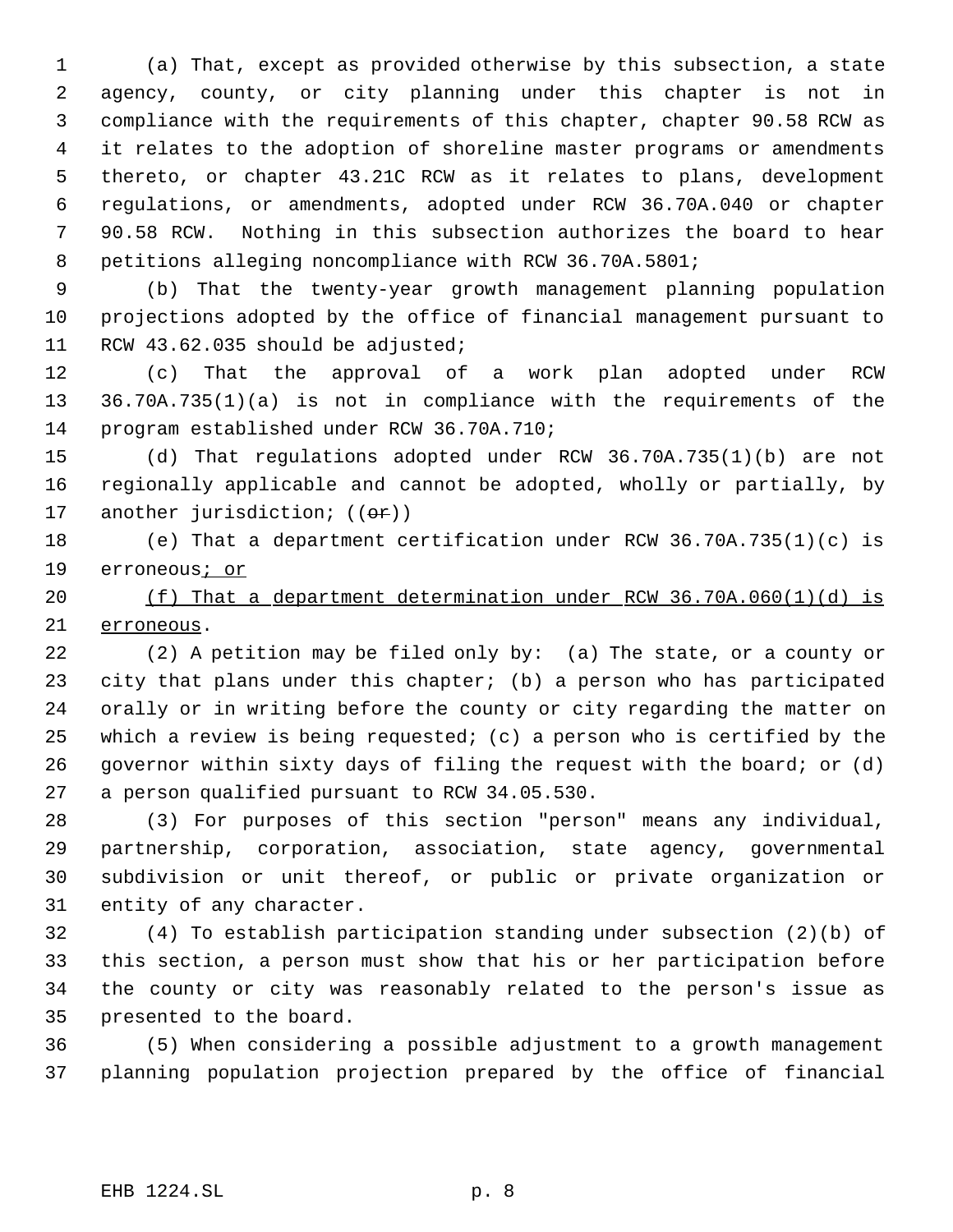(a) That, except as provided otherwise by this subsection, a state agency, county, or city planning under this chapter is not in compliance with the requirements of this chapter, chapter 90.58 RCW as it relates to the adoption of shoreline master programs or amendments thereto, or chapter 43.21C RCW as it relates to plans, development regulations, or amendments, adopted under RCW 36.70A.040 or chapter 90.58 RCW. Nothing in this subsection authorizes the board to hear petitions alleging noncompliance with RCW 36.70A.5801;

(b) That the twenty-year growth management planning population projections adopted by the office of financial management pursuant to RCW 43.62.035 should be adjusted;

(c) That the approval of a work plan adopted under RCW 36.70A.735(1)(a) is not in compliance with the requirements of the program established under RCW 36.70A.710;

(d) That regulations adopted under RCW 36.70A.735(1)(b) are not regionally applicable and cannot be adopted, wholly or partially, by another jurisdiction; ((~~or~~))

(e) That a department certification under RCW 36.70A.735(1)(c) is erroneous<u>; or</u>

<u>(f) That a department determination under RCW 36.70A.060(1)(d) is erroneous</u>.

(2) A petition may be filed only by: (a) The state, or a county or city that plans under this chapter; (b) a person who has participated orally or in writing before the county or city regarding the matter on which a review is being requested; (c) a person who is certified by the governor within sixty days of filing the request with the board; or (d) a person qualified pursuant to RCW 34.05.530.

(3) For purposes of this section "person" means any individual, partnership, corporation, association, state agency, governmental subdivision or unit thereof, or public or private organization or entity of any character.

(4) To establish participation standing under subsection (2)(b) of this section, a person must show that his or her participation before the county or city was reasonably related to the person's issue as presented to the board.

(5) When considering a possible adjustment to a growth management planning population projection prepared by the office of financial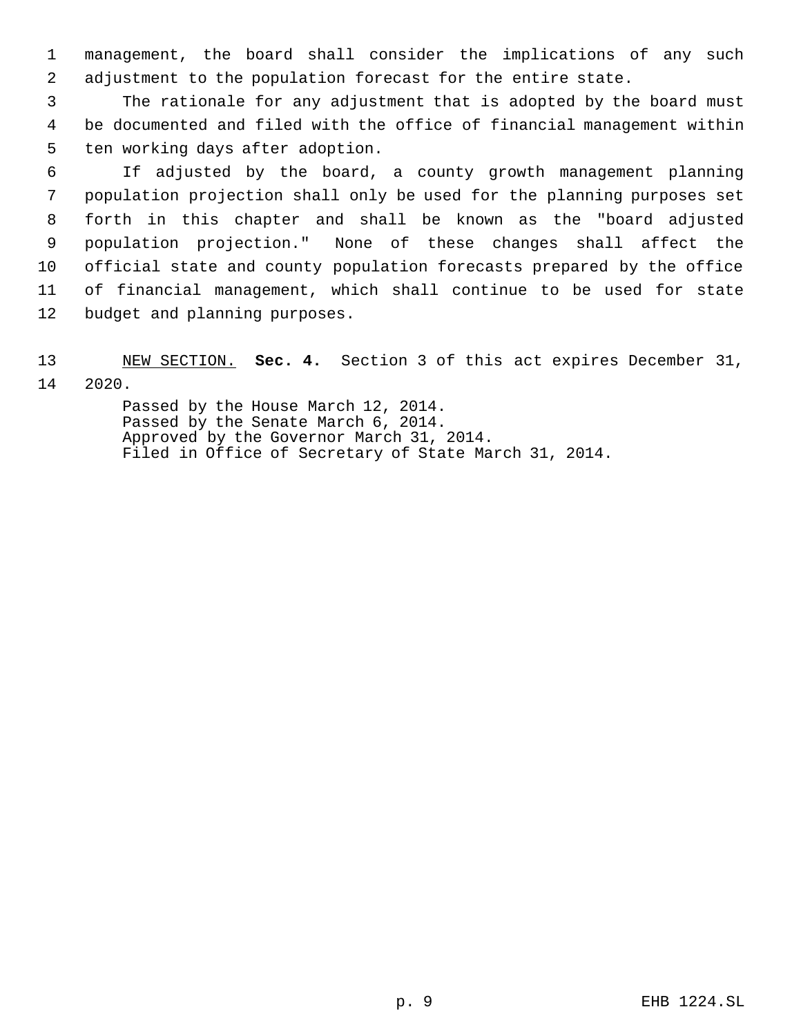management, the board shall consider the implications of any such adjustment to the population forecast for the entire state.

The rationale for any adjustment that is adopted by the board must be documented and filed with the office of financial management within ten working days after adoption.

If adjusted by the board, a county growth management planning population projection shall only be used for the planning purposes set forth in this chapter and shall be known as the "board adjusted population projection." None of these changes shall affect the official state and county population forecasts prepared by the office of financial management, which shall continue to be used for state budget and planning purposes.

NEW SECTION. **Sec. 4.** Section 3 of this act expires December 31, 2020.

Passed by the House March 12, 2014.
Passed by the Senate March 6, 2014.
Approved by the Governor March 31, 2014.
Filed in Office of Secretary of State March 31, 2014.